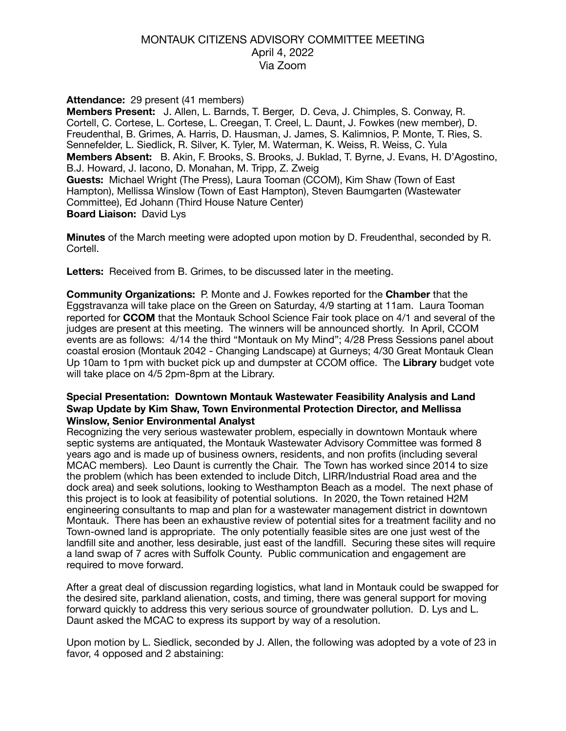# MONTAUK CITIZENS ADVISORY COMMITTEE MEETING
April 4, 2022
Via Zoom

**Attendance:** 29 present (41 members)
**Members Present:** J. Allen, L. Barnds, T. Berger, D. Ceva, J. Chimples, S. Conway, R. Cortell, C. Cortese, L. Cortese, L. Creegan, T. Creel, L. Daunt, J. Fowkes (new member), D. Freudenthal, B. Grimes, A. Harris, D. Hausman, J. James, S. Kalimnios, P. Monte, T. Ries, S. Sennefelder, L. Siedlick, R. Silver, K. Tyler, M. Waterman, K. Weiss, R. Weiss, C. Yula
**Members Absent:** B. Akin, F. Brooks, S. Brooks, J. Buklad, T. Byrne, J. Evans, H. D'Agostino, B.J. Howard, J. Iacono, D. Monahan, M. Tripp, Z. Zweig
**Guests:** Michael Wright (The Press), Laura Tooman (CCOM), Kim Shaw (Town of East Hampton), Mellissa Winslow (Town of East Hampton), Steven Baumgarten (Wastewater Committee), Ed Johann (Third House Nature Center)
**Board Liaison:** David Lys

**Minutes** of the March meeting were adopted upon motion by D. Freudenthal, seconded by R. Cortell.

**Letters:** Received from B. Grimes, to be discussed later in the meeting.

**Community Organizations:** P. Monte and J. Fowkes reported for the **Chamber** that the Eggstravanza will take place on the Green on Saturday, 4/9 starting at 11am. Laura Tooman reported for **CCOM** that the Montauk School Science Fair took place on 4/1 and several of the judges are present at this meeting. The winners will be announced shortly. In April, CCOM events are as follows: 4/14 the third "Montauk on My Mind"; 4/28 Press Sessions panel about coastal erosion (Montauk 2042 - Changing Landscape) at Gurneys; 4/30 Great Montauk Clean Up 10am to 1pm with bucket pick up and dumpster at CCOM office. The **Library** budget vote will take place on 4/5 2pm-8pm at the Library.

**Special Presentation: Downtown Montauk Wastewater Feasibility Analysis and Land Swap Update by Kim Shaw, Town Environmental Protection Director, and Mellissa Winslow, Senior Environmental Analyst**

Recognizing the very serious wastewater problem, especially in downtown Montauk where septic systems are antiquated, the Montauk Wastewater Advisory Committee was formed 8 years ago and is made up of business owners, residents, and non profits (including several MCAC members). Leo Daunt is currently the Chair. The Town has worked since 2014 to size the problem (which has been extended to include Ditch, LIRR/Industrial Road area and the dock area) and seek solutions, looking to Westhampton Beach as a model. The next phase of this project is to look at feasibility of potential solutions. In 2020, the Town retained H2M engineering consultants to map and plan for a wastewater management district in downtown Montauk. There has been an exhaustive review of potential sites for a treatment facility and no Town-owned land is appropriate. The only potentially feasible sites are one just west of the landfill site and another, less desirable, just east of the landfill. Securing these sites will require a land swap of 7 acres with Suffolk County. Public communication and engagement are required to move forward.

After a great deal of discussion regarding logistics, what land in Montauk could be swapped for the desired site, parkland alienation, costs, and timing, there was general support for moving forward quickly to address this very serious source of groundwater pollution. D. Lys and L. Daunt asked the MCAC to express its support by way of a resolution.

Upon motion by L. Siedlick, seconded by J. Allen, the following was adopted by a vote of 23 in favor, 4 opposed and 2 abstaining: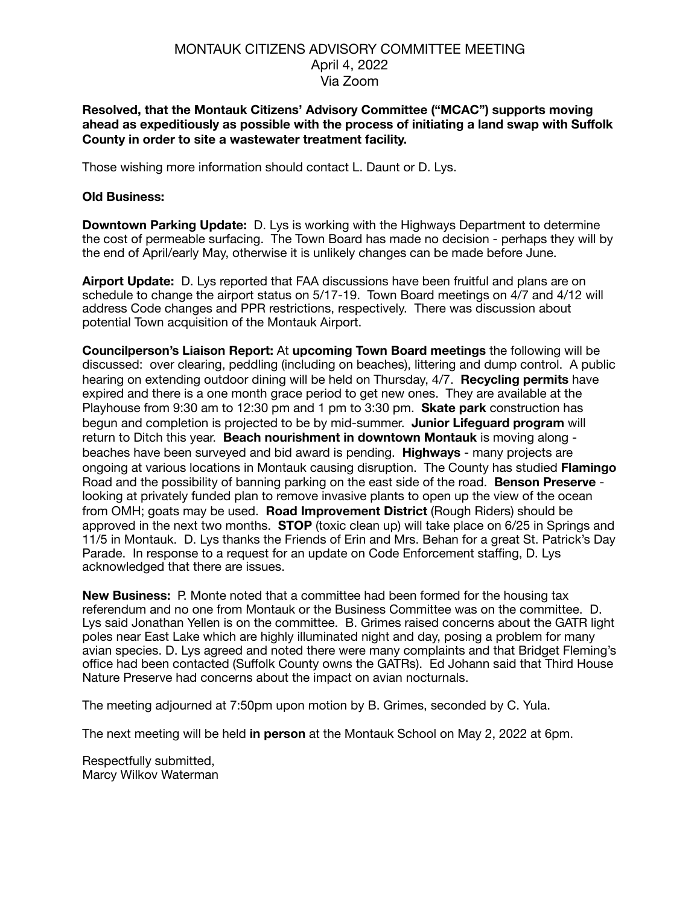MONTAUK CITIZENS ADVISORY COMMITTEE MEETING
April 4, 2022
Via Zoom

**Resolved, that the Montauk Citizens' Advisory Committee ("MCAC") supports moving ahead as expeditiously as possible with the process of initiating a land swap with Suffolk County in order to site a wastewater treatment facility.**

Those wishing more information should contact L. Daunt or D. Lys.

**Old Business:**

**Downtown Parking Update:** D. Lys is working with the Highways Department to determine the cost of permeable surfacing. The Town Board has made no decision - perhaps they will by the end of April/early May, otherwise it is unlikely changes can be made before June.

**Airport Update:** D. Lys reported that FAA discussions have been fruitful and plans are on schedule to change the airport status on 5/17-19. Town Board meetings on 4/7 and 4/12 will address Code changes and PPR restrictions, respectively. There was discussion about potential Town acquisition of the Montauk Airport.

**Councilperson's Liaison Report:** At **upcoming Town Board meetings** the following will be discussed: over clearing, peddling (including on beaches), littering and dump control. A public hearing on extending outdoor dining will be held on Thursday, 4/7. **Recycling permits** have expired and there is a one month grace period to get new ones. They are available at the Playhouse from 9:30 am to 12:30 pm and 1 pm to 3:30 pm. **Skate park** construction has begun and completion is projected to be by mid-summer. **Junior Lifeguard program** will return to Ditch this year. **Beach nourishment in downtown Montauk** is moving along - beaches have been surveyed and bid award is pending. **Highways** - many projects are ongoing at various locations in Montauk causing disruption. The County has studied **Flamingo** Road and the possibility of banning parking on the east side of the road. **Benson Preserve** - looking at privately funded plan to remove invasive plants to open up the view of the ocean from OMH; goats may be used. **Road Improvement District** (Rough Riders) should be approved in the next two months. **STOP** (toxic clean up) will take place on 6/25 in Springs and 11/5 in Montauk. D. Lys thanks the Friends of Erin and Mrs. Behan for a great St. Patrick's Day Parade. In response to a request for an update on Code Enforcement staffing, D. Lys acknowledged that there are issues.

**New Business:** P. Monte noted that a committee had been formed for the housing tax referendum and no one from Montauk or the Business Committee was on the committee. D. Lys said Jonathan Yellen is on the committee. B. Grimes raised concerns about the GATR light poles near East Lake which are highly illuminated night and day, posing a problem for many avian species. D. Lys agreed and noted there were many complaints and that Bridget Fleming's office had been contacted (Suffolk County owns the GATRs). Ed Johann said that Third House Nature Preserve had concerns about the impact on avian nocturnals.

The meeting adjourned at 7:50pm upon motion by B. Grimes, seconded by C. Yula.

The next meeting will be held **in person** at the Montauk School on May 2, 2022 at 6pm.

Respectfully submitted,
Marcy Wilkov Waterman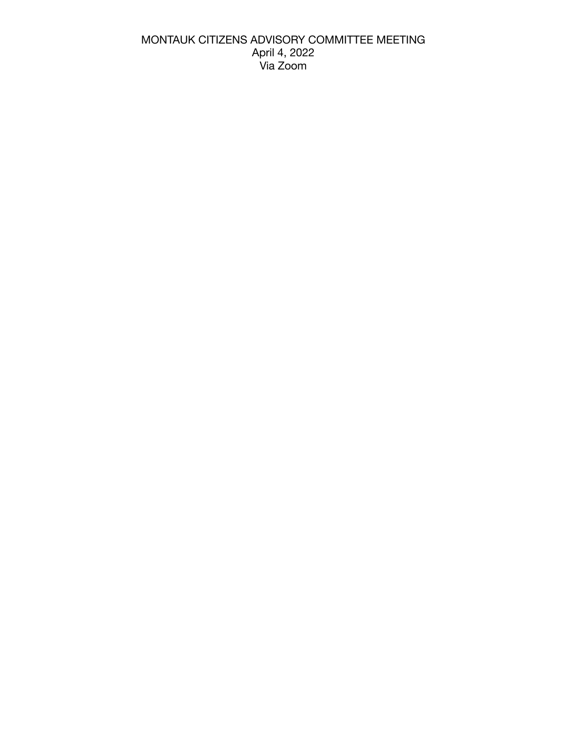MONTAUK CITIZENS ADVISORY COMMITTEE MEETING
April 4, 2022
Via Zoom